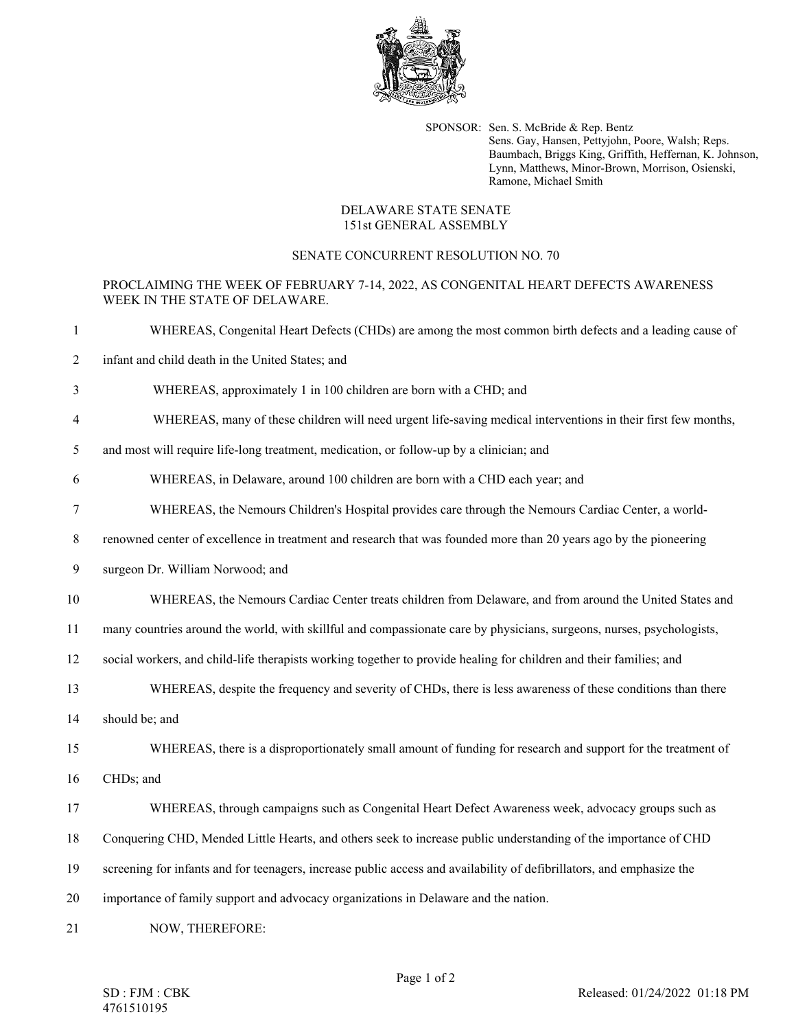SPONSOR: Sen. S. McBride & Rep. Bentz
Sens. Gay, Hansen, Pettyjohn, Poore, Walsh; Reps. Baumbach, Briggs King, Griffith, Heffernan, K. Johnson, Lynn, Matthews, Minor-Brown, Morrison, Osienski, Ramone, Michael Smith

DELAWARE STATE SENATE
151st GENERAL ASSEMBLY

SENATE CONCURRENT RESOLUTION NO. 70

PROCLAIMING THE WEEK OF FEBRUARY 7-14, 2022, AS CONGENITAL HEART DEFECTS AWARENESS WEEK IN THE STATE OF DELAWARE.

1 WHEREAS, Congenital Heart Defects (CHDs) are among the most common birth defects and a leading cause of
2 infant and child death in the United States; and
3 WHEREAS, approximately 1 in 100 children are born with a CHD; and
4 WHEREAS, many of these children will need urgent life-saving medical interventions in their first few months,
5 and most will require life-long treatment, medication, or follow-up by a clinician; and
6 WHEREAS, in Delaware, around 100 children are born with a CHD each year; and
7 WHEREAS, the Nemours Children's Hospital provides care through the Nemours Cardiac Center, a world-
8 renowned center of excellence in treatment and research that was founded more than 20 years ago by the pioneering
9 surgeon Dr. William Norwood; and
10 WHEREAS, the Nemours Cardiac Center treats children from Delaware, and from around the United States and
11 many countries around the world, with skillful and compassionate care by physicians, surgeons, nurses, psychologists,
12 social workers, and child-life therapists working together to provide healing for children and their families; and
13 WHEREAS, despite the frequency and severity of CHDs, there is less awareness of these conditions than there
14 should be; and
15 WHEREAS, there is a disproportionately small amount of funding for research and support for the treatment of
16 CHDs; and
17 WHEREAS, through campaigns such as Congenital Heart Defect Awareness week, advocacy groups such as
18 Conquering CHD, Mended Little Hearts, and others seek to increase public understanding of the importance of CHD
19 screening for infants and for teenagers, increase public access and availability of defibrillators, and emphasize the
20 importance of family support and advocacy organizations in Delaware and the nation.
21 NOW, THEREFORE:

SD : FJM : CBK
4761510195

Released: 01/24/2022 01:18 PM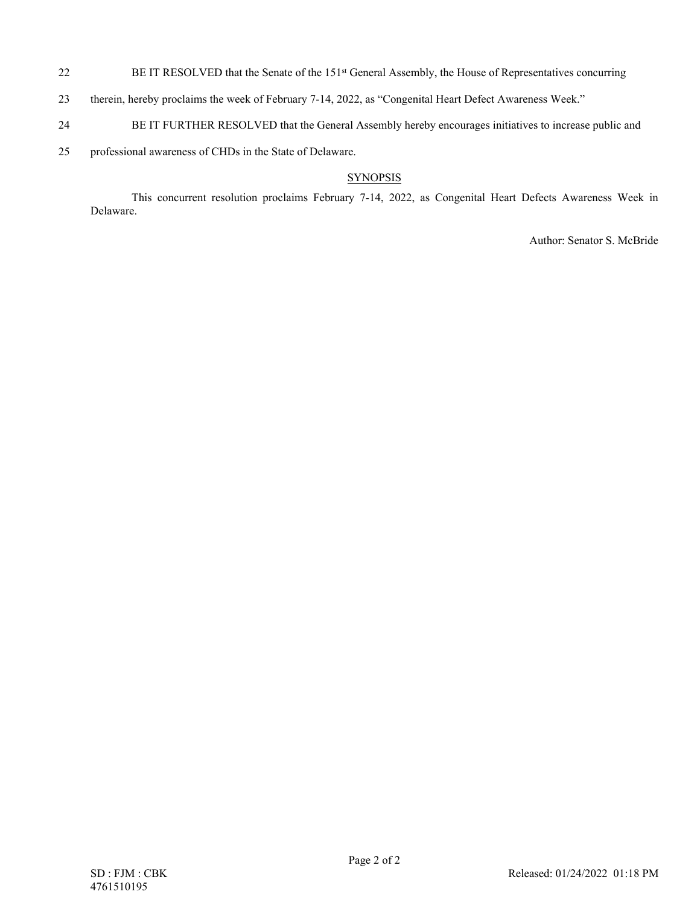BE IT RESOLVED that the Senate of the 151st General Assembly, the House of Representatives concurring therein, hereby proclaims the week of February 7-14, 2022, as "Congenital Heart Defect Awareness Week."

BE IT FURTHER RESOLVED that the General Assembly hereby encourages initiatives to increase public and professional awareness of CHDs in the State of Delaware.

## SYNOPSIS

This concurrent resolution proclaims February 7-14, 2022, as Congenital Heart Defects Awareness Week in Delaware.

Author: Senator S. McBride

SD : FJM : CBK
4761510195

Released: 01/24/2022 01:18 PM